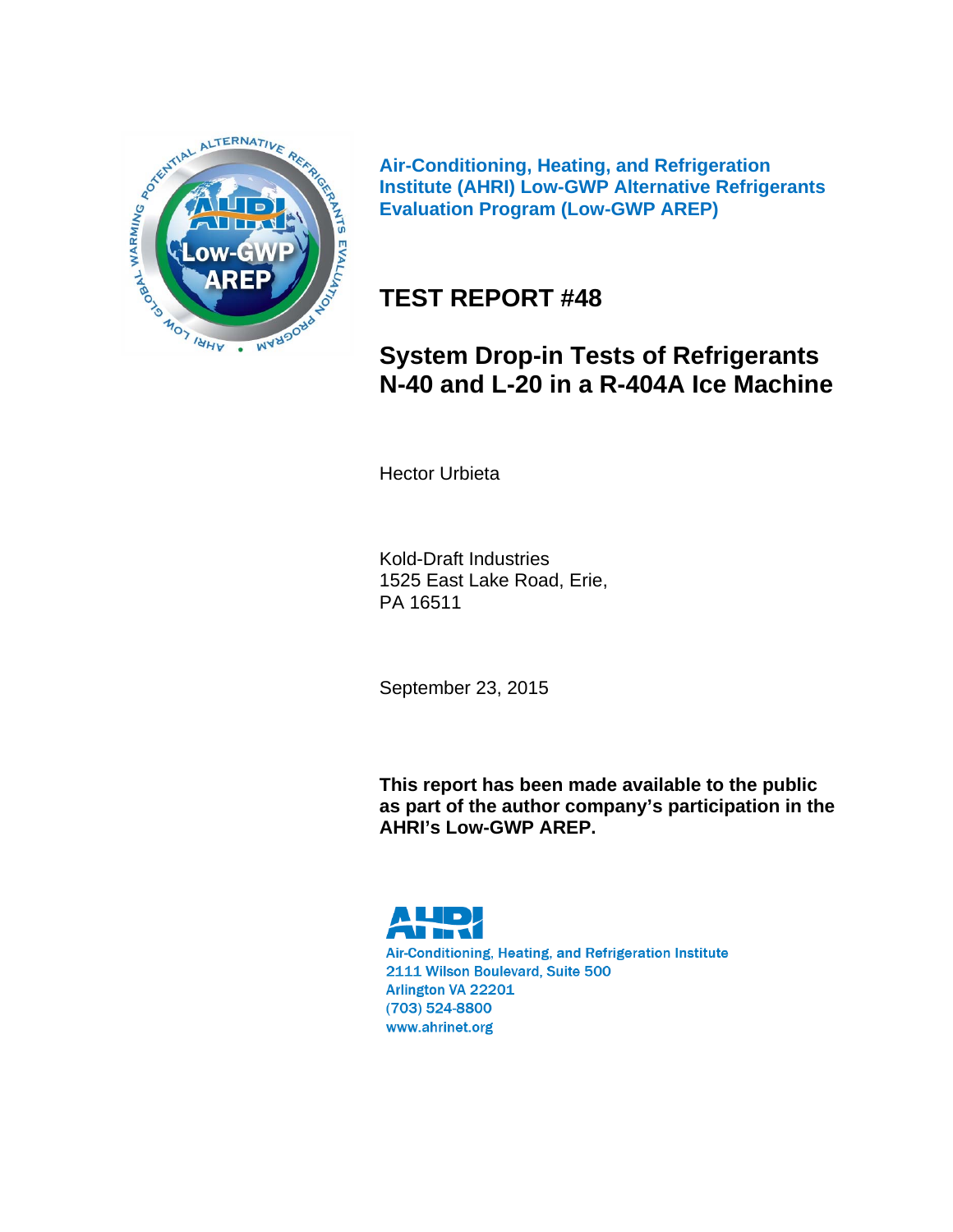**Air-Conditioning, Heating, and Refrigeration Institute (AHRI) Low-GWP Alternative Refrigerants Evaluation Program (Low-GWP AREP)**

# TEST REPORT #48

# System Drop-in Tests of Refrigerants N-40 and L-20 in a R-404A Ice Machine

Hector Urbieta

Kold-Draft Industries
1525 East Lake Road, Erie,
PA 16511

September 23, 2015

**This report has been made available to the public as part of the author company's participation in the AHRI's Low-GWP AREP.**

Air-Conditioning, Heating, and Refrigeration Institute
2111 Wilson Boulevard, Suite 500
Arlington VA 22201
(703) 524-8800
www.ahrinet.org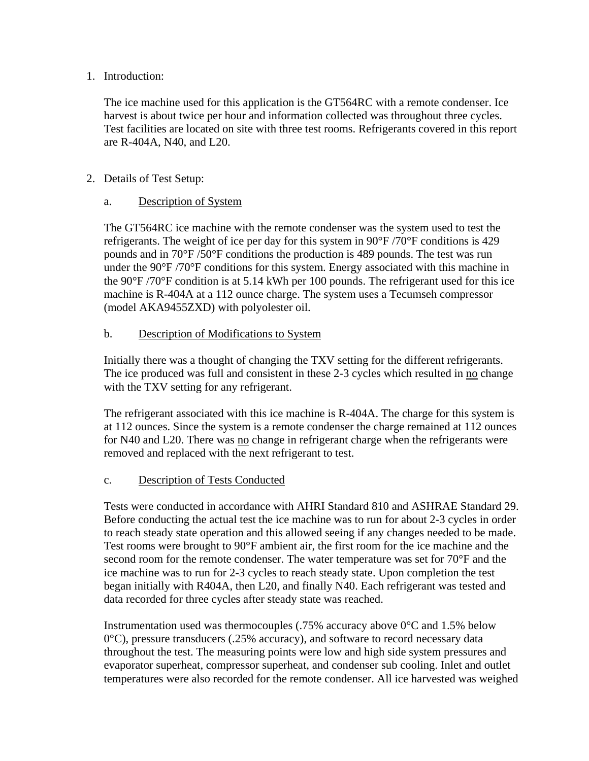1. Introduction:

   The ice machine used for this application is the GT564RC with a remote condenser. Ice harvest is about twice per hour and information collected was throughout three cycles. Test facilities are located on site with three test rooms. Refrigerants covered in this report are R-404A, N40, and L20.

2. Details of Test Setup:

   a. Description of System

   The GT564RC ice machine with the remote condenser was the system used to test the refrigerants. The weight of ice per day for this system in 90°F /70°F conditions is 429 pounds and in 70°F /50°F conditions the production is 489 pounds. The test was run under the 90°F /70°F conditions for this system. Energy associated with this machine in the 90°F /70°F condition is at 5.14 kWh per 100 pounds. The refrigerant used for this ice machine is R-404A at a 112 ounce charge. The system uses a Tecumseh compressor (model AKA9455ZXD) with polyolester oil.

   b. Description of Modifications to System

   Initially there was a thought of changing the TXV setting for the different refrigerants. The ice produced was full and consistent in these 2-3 cycles which resulted in no change with the TXV setting for any refrigerant.

   The refrigerant associated with this ice machine is R-404A. The charge for this system is at 112 ounces. Since the system is a remote condenser the charge remained at 112 ounces for N40 and L20. There was no change in refrigerant charge when the refrigerants were removed and replaced with the next refrigerant to test.

   c. Description of Tests Conducted

   Tests were conducted in accordance with AHRI Standard 810 and ASHRAE Standard 29. Before conducting the actual test the ice machine was to run for about 2-3 cycles in order to reach steady state operation and this allowed seeing if any changes needed to be made. Test rooms were brought to 90°F ambient air, the first room for the ice machine and the second room for the remote condenser. The water temperature was set for 70°F and the ice machine was to run for 2-3 cycles to reach steady state. Upon completion the test began initially with R404A, then L20, and finally N40. Each refrigerant was tested and data recorded for three cycles after steady state was reached.

   Instrumentation used was thermocouples (.75% accuracy above 0°C and 1.5% below 0°C), pressure transducers (.25% accuracy), and software to record necessary data throughout the test. The measuring points were low and high side system pressures and evaporator superheat, compressor superheat, and condenser sub cooling. Inlet and outlet temperatures were also recorded for the remote condenser. All ice harvested was weighed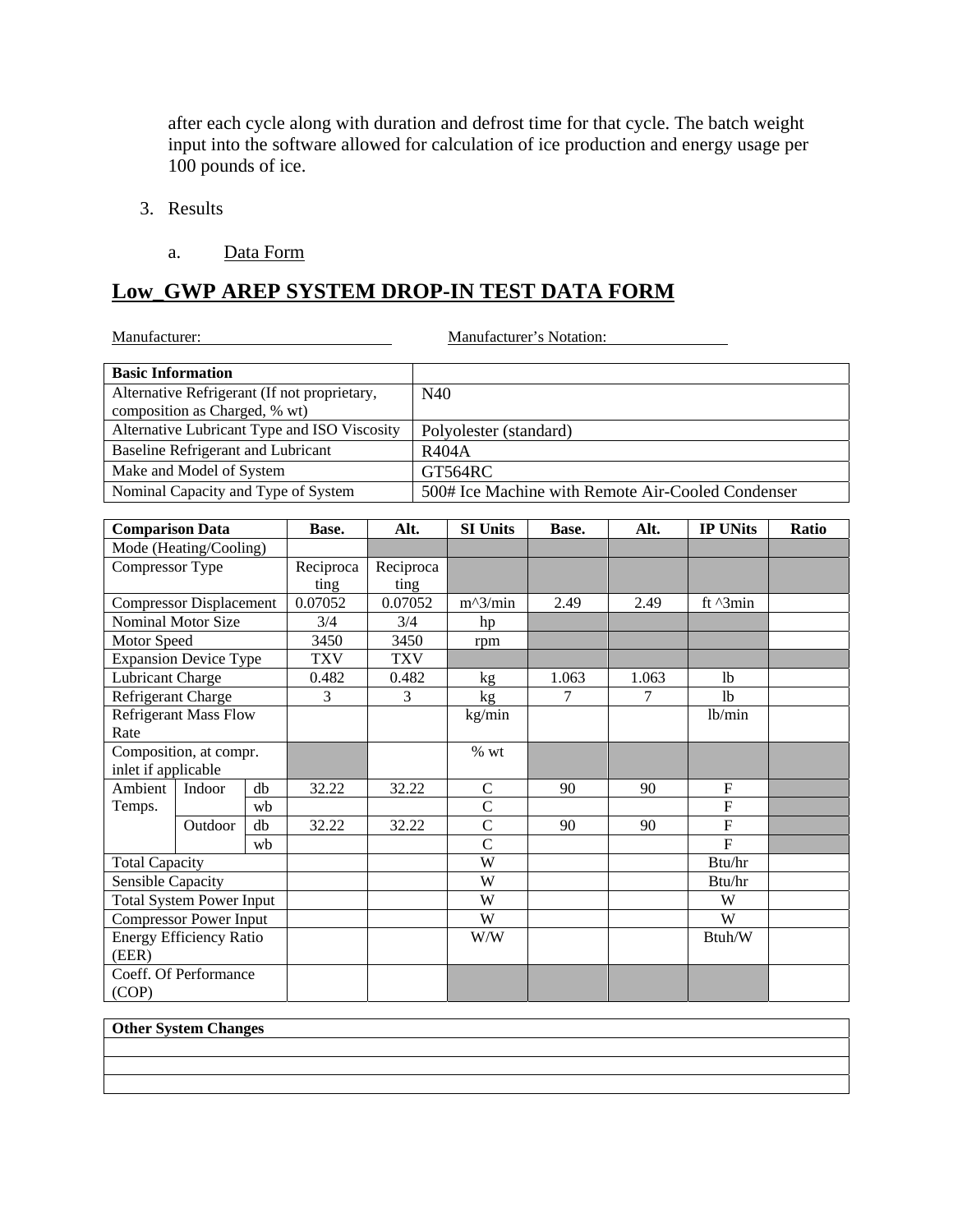after each cycle along with duration and defrost time for that cycle. The batch weight input into the software allowed for calculation of ice production and energy usage per 100 pounds of ice.

3. Results

   a. Data Form

## Low_GWP AREP SYSTEM DROP-IN TEST DATA FORM

Manufacturer: Manufacturer's Notation:

| Basic Information | |
|---|---|
| Alternative Refrigerant (If not proprietary, composition as Charged, % wt) | N40 |
| Alternative Lubricant Type and ISO Viscosity | Polyolester (standard) |
| Baseline Refrigerant and Lubricant | R404A |
| Make and Model of System | GT564RC |
| Nominal Capacity and Type of System | 500# Ice Machine with Remote Air-Cooled Condenser |

| Comparison Data | | | Base. | Alt. | SI Units | Base. | Alt. | IP UNits | Ratio |
|---|---|---|---|---|---|---|---|---|---|
| Mode (Heating/Cooling) | | | | | | | | | |
| Compressor Type | | | Reciprocating | Reciprocating | | | | | |
| Compressor Displacement | | | 0.07052 | 0.07052 | m^3/min | 2.49 | 2.49 | ft ^3min | |
| Nominal Motor Size | | | 3/4 | 3/4 | hp | | | | |
| Motor Speed | | | 3450 | 3450 | rpm | | | | |
| Expansion Device Type | | | TXV | TXV | | | | | |
| Lubricant Charge | | | 0.482 | 0.482 | kg | 1.063 | 1.063 | lb | |
| Refrigerant Charge | | | 3 | 3 | kg | 7 | 7 | lb | |
| Refrigerant Mass Flow Rate | | | | | kg/min | | | lb/min | |
| Composition, at compr. inlet if applicable | | | | | % wt | | | | |
| Ambient Temps. | Indoor | db | 32.22 | 32.22 | C | 90 | 90 | F | |
| | | wb | | | C | | | F | |
| | Outdoor | db | 32.22 | 32.22 | C | 90 | 90 | F | |
| | | wb | | | C | | | F | |
| Total Capacity | | | | | W | | | Btu/hr | |
| Sensible Capacity | | | | | W | | | Btu/hr | |
| Total System Power Input | | | | | W | | | W | |
| Compressor Power Input | | | | | W | | | W | |
| Energy Efficiency Ratio (EER) | | | | | W/W | | | Btuh/W | |
| Coeff. Of Performance (COP) | | | | | | | | | |

| Other System Changes |
|---|
| |
| |
| |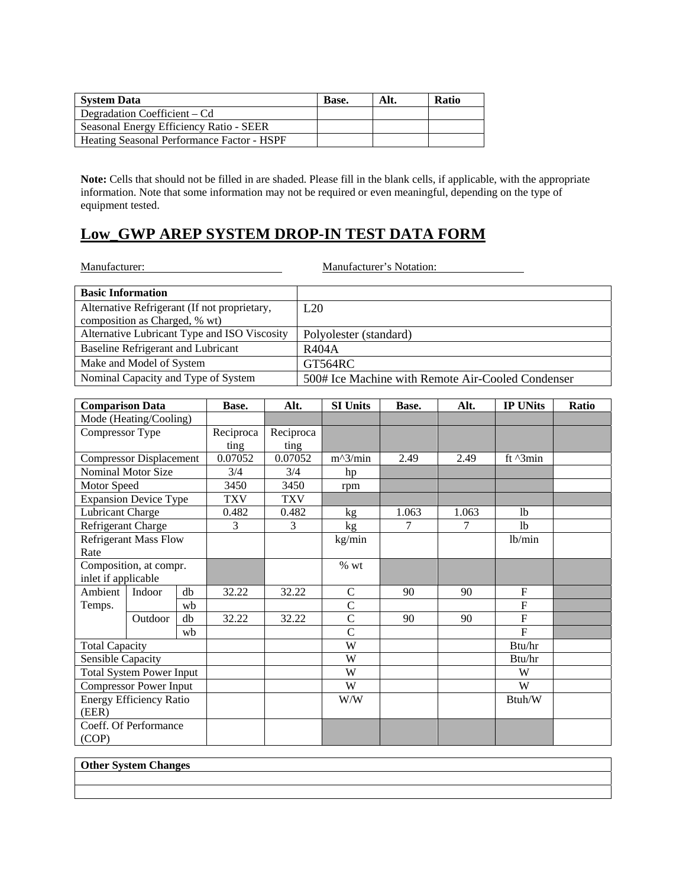| System Data | Base. | Alt. | Ratio |
|---|---|---|---|
| Degradation Coefficient – Cd | | | |
| Seasonal Energy Efficiency Ratio - SEER | | | |
| Heating Seasonal Performance Factor - HSPF | | | |

**Note:** Cells that should not be filled in are shaded. Please fill in the blank cells, if applicable, with the appropriate information. Note that some information may not be required or even meaningful, depending on the type of equipment tested.

# Low_GWP AREP SYSTEM DROP-IN TEST DATA FORM

Manufacturer: Manufacturer's Notation:

| Basic Information | |
|---|---|
| Alternative Refrigerant (If not proprietary, composition as Charged, % wt) | L20 |
| Alternative Lubricant Type and ISO Viscosity | Polyolester (standard) |
| Baseline Refrigerant and Lubricant | R404A |
| Make and Model of System | GT564RC |
| Nominal Capacity and Type of System | 500# Ice Machine with Remote Air-Cooled Condenser |

| Comparison Data | | | Base. | Alt. | SI Units | Base. | Alt. | IP UNits | Ratio |
|---|---|---|---|---|---|---|---|---|---|
| Mode (Heating/Cooling) | | | | | | | | | |
| Compressor Type | | | Reciprocating | Reciprocating | | | | | |
| Compressor Displacement | | | 0.07052 | 0.07052 | m^3/min | 2.49 | 2.49 | ft ^3min | |
| Nominal Motor Size | | | 3/4 | 3/4 | hp | | | | |
| Motor Speed | | | 3450 | 3450 | rpm | | | | |
| Expansion Device Type | | | TXV | TXV | | | | | |
| Lubricant Charge | | | 0.482 | 0.482 | kg | 1.063 | 1.063 | lb | |
| Refrigerant Charge | | | 3 | 3 | kg | 7 | 7 | lb | |
| Refrigerant Mass Flow Rate | | | | | kg/min | | | lb/min | |
| Composition, at compr. inlet if applicable | | | | | % wt | | | | |
| Ambient Temps. | Indoor | db | 32.22 | 32.22 | C | 90 | 90 | F | |
| | | wb | | | C | | | F | |
| | Outdoor | db | 32.22 | 32.22 | C | 90 | 90 | F | |
| | | wb | | | C | | | F | |
| Total Capacity | | | | | W | | | Btu/hr | |
| Sensible Capacity | | | | | W | | | Btu/hr | |
| Total System Power Input | | | | | W | | | W | |
| Compressor Power Input | | | | | W | | | W | |
| Energy Efficiency Ratio (EER) | | | | | W/W | | | Btuh/W | |
| Coeff. Of Performance (COP) | | | | | | | | | |

| Other System Changes |
|---|
| |
| |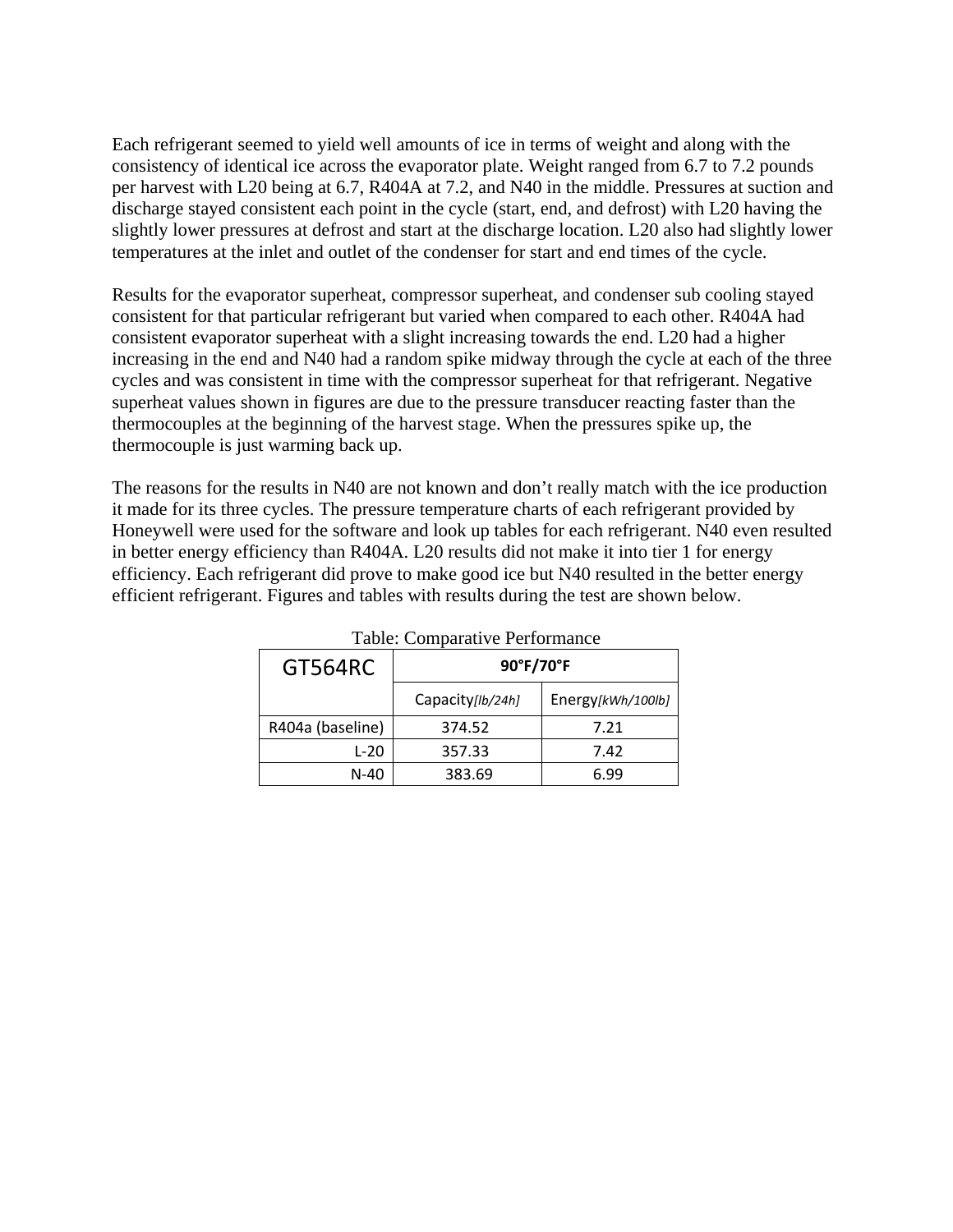Each refrigerant seemed to yield well amounts of ice in terms of weight and along with the consistency of identical ice across the evaporator plate. Weight ranged from 6.7 to 7.2 pounds per harvest with L20 being at 6.7, R404A at 7.2, and N40 in the middle. Pressures at suction and discharge stayed consistent each point in the cycle (start, end, and defrost) with L20 having the slightly lower pressures at defrost and start at the discharge location. L20 also had slightly lower temperatures at the inlet and outlet of the condenser for start and end times of the cycle.

Results for the evaporator superheat, compressor superheat, and condenser sub cooling stayed consistent for that particular refrigerant but varied when compared to each other. R404A had consistent evaporator superheat with a slight increasing towards the end. L20 had a higher increasing in the end and N40 had a random spike midway through the cycle at each of the three cycles and was consistent in time with the compressor superheat for that refrigerant. Negative superheat values shown in figures are due to the pressure transducer reacting faster than the thermocouples at the beginning of the harvest stage. When the pressures spike up, the thermocouple is just warming back up.

The reasons for the results in N40 are not known and don't really match with the ice production it made for its three cycles. The pressure temperature charts of each refrigerant provided by Honeywell were used for the software and look up tables for each refrigerant. N40 even resulted in better energy efficiency than R404A. L20 results did not make it into tier 1 for energy efficiency. Each refrigerant did prove to make good ice but N40 resulted in the better energy efficient refrigerant. Figures and tables with results during the test are shown below.

Table: Comparative Performance

| GT564RC | **90°F/70°F** | |
|---|---|---|
| | Capacity*[lb/24h]* | Energy*[kWh/100lb]* |
| R404a (baseline) | 374.52 | 7.21 |
| L-20 | 357.33 | 7.42 |
| N-40 | 383.69 | 6.99 |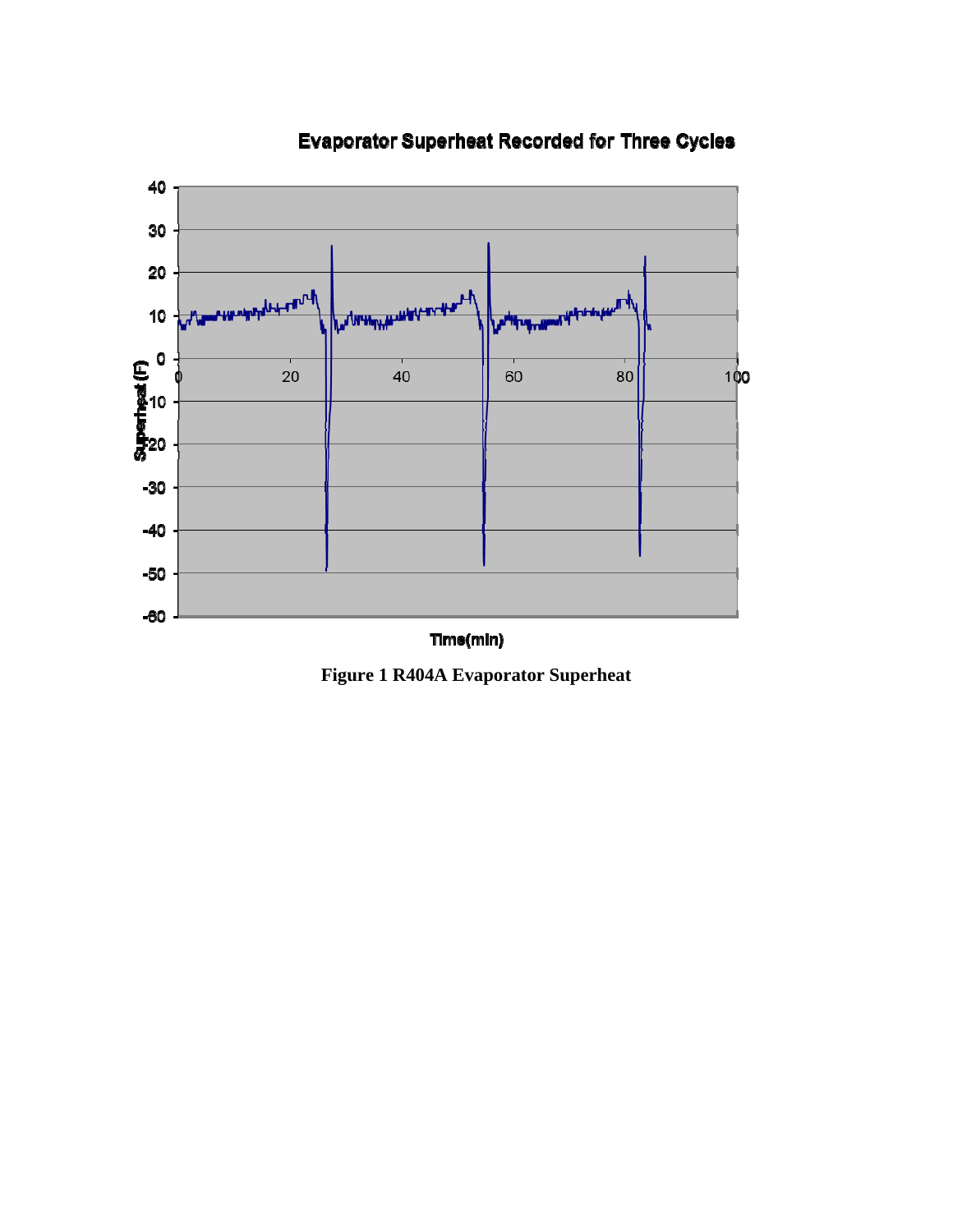Evaporator Superheat Recorded for Three Cycles

Figure 1 R404A Evaporator Superheat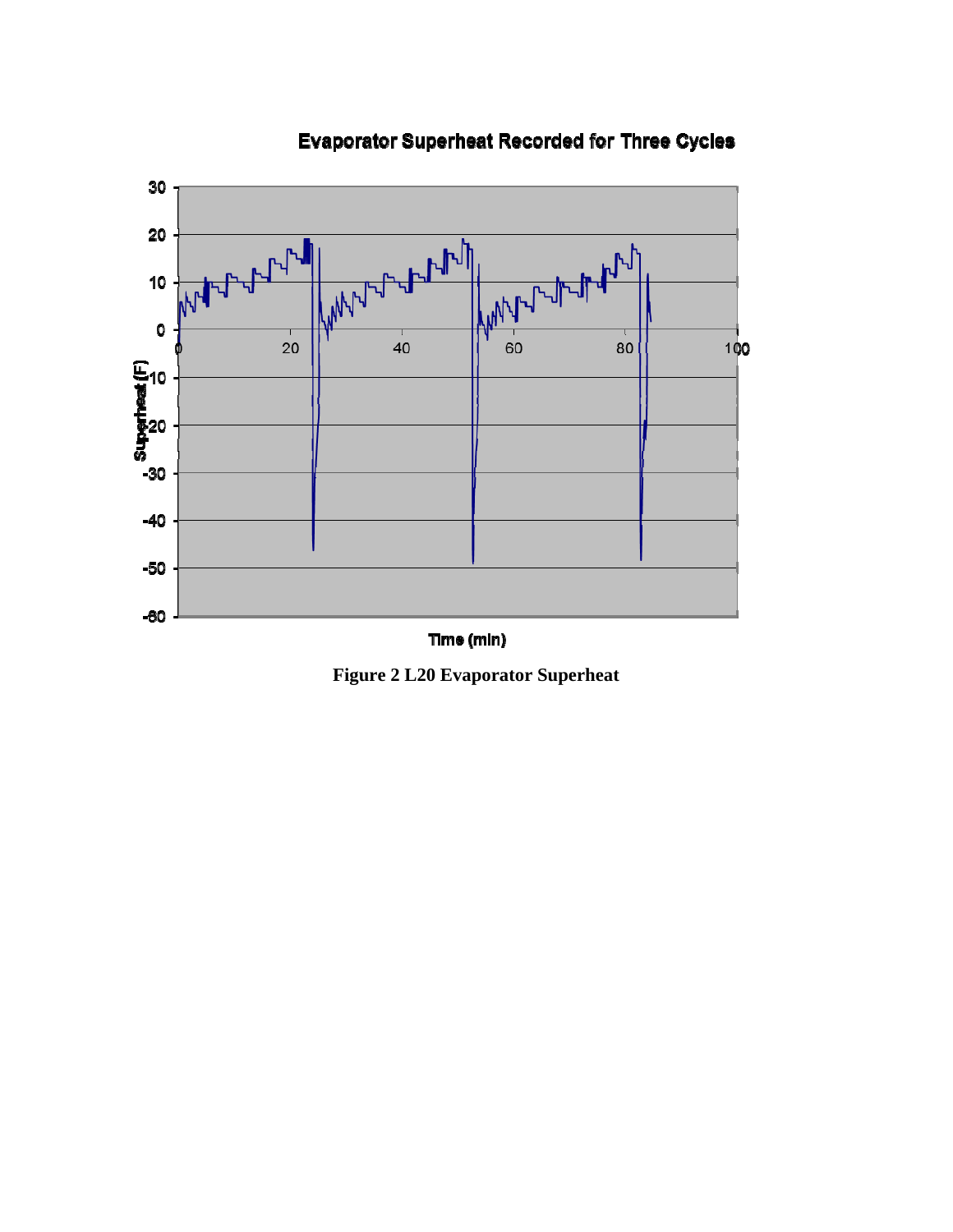**Figure 2 L20 Evaporator Superheat**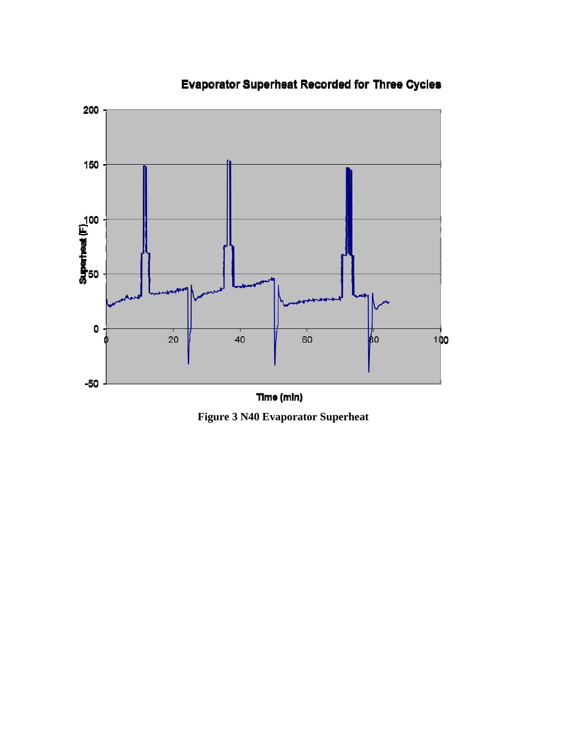**Figure 3 N40 Evaporator Superheat**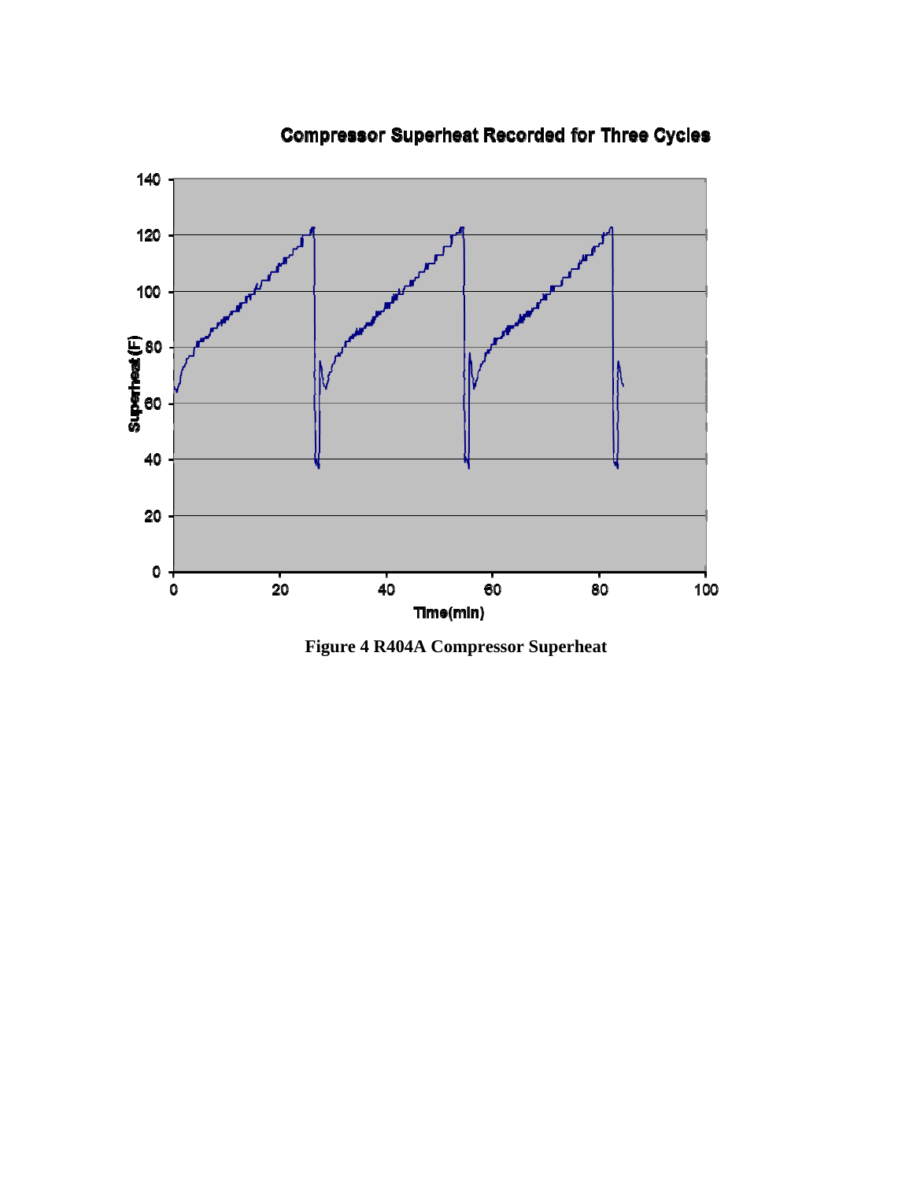Compressor Superheat Recorded for Three Cycles

**Figure 4 R404A Compressor Superheat**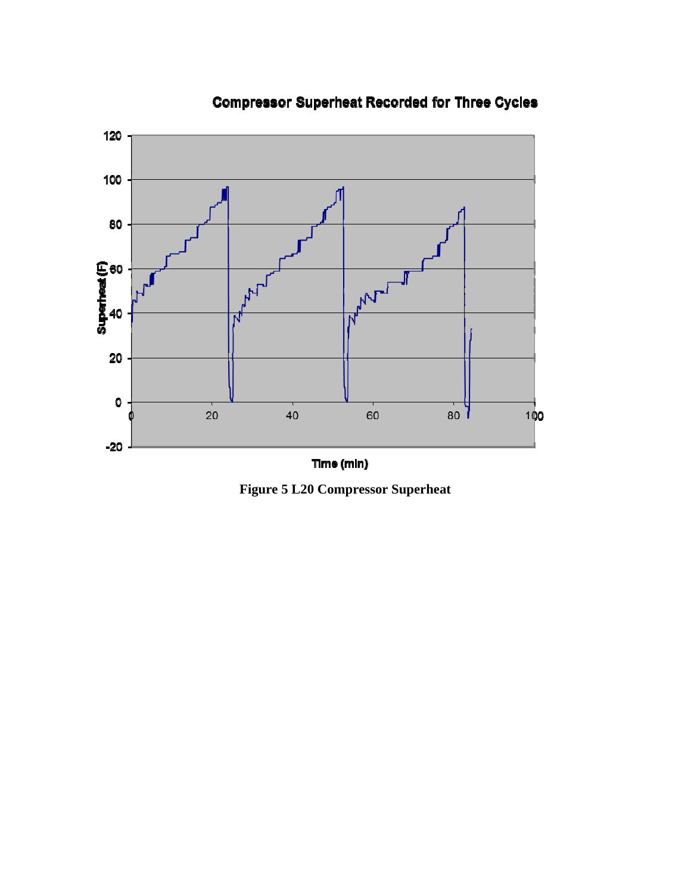Figure 5 L20 Compressor Superheat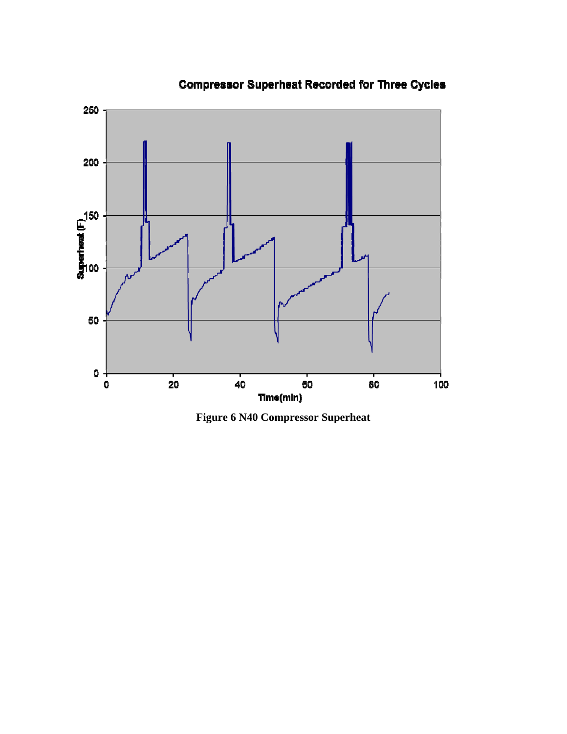Figure 6 N40 Compressor Superheat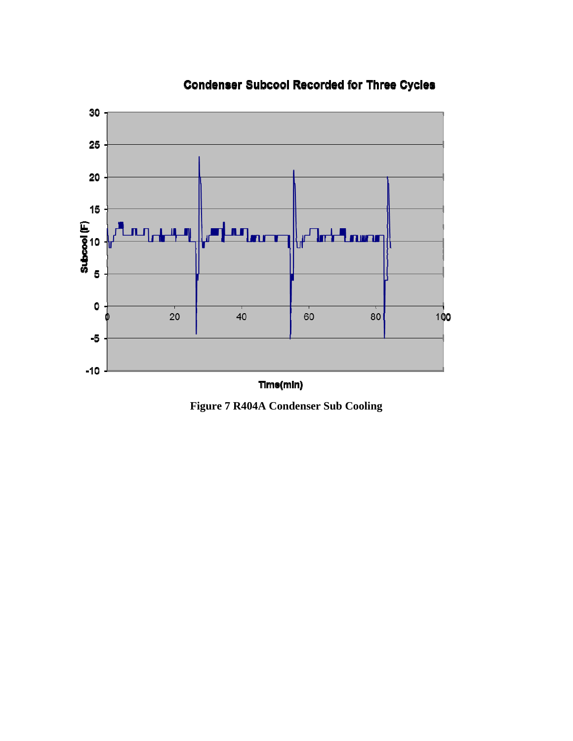Figure 7 R404A Condenser Sub Cooling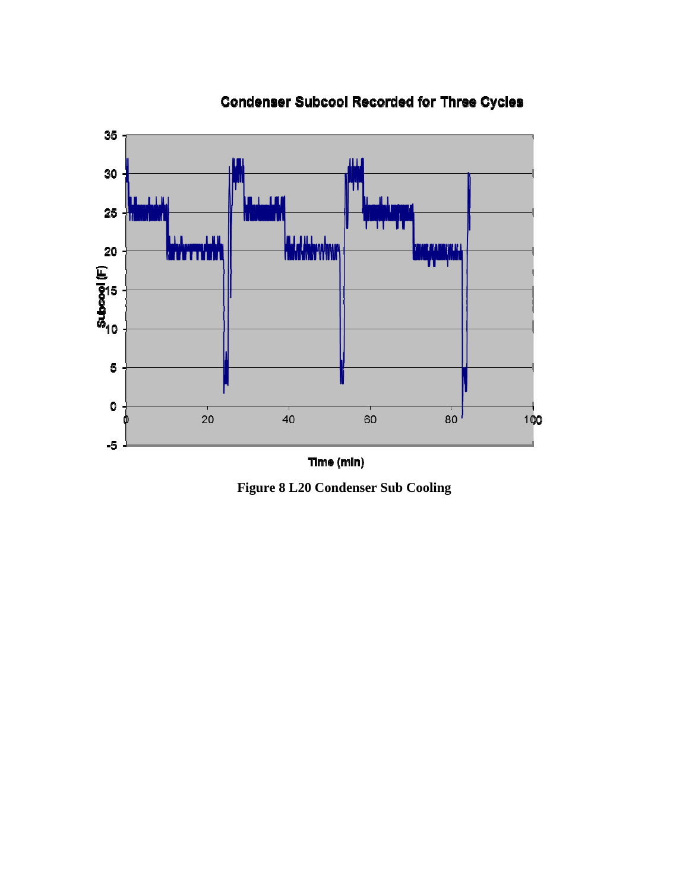**Figure 8 L20 Condenser Sub Cooling**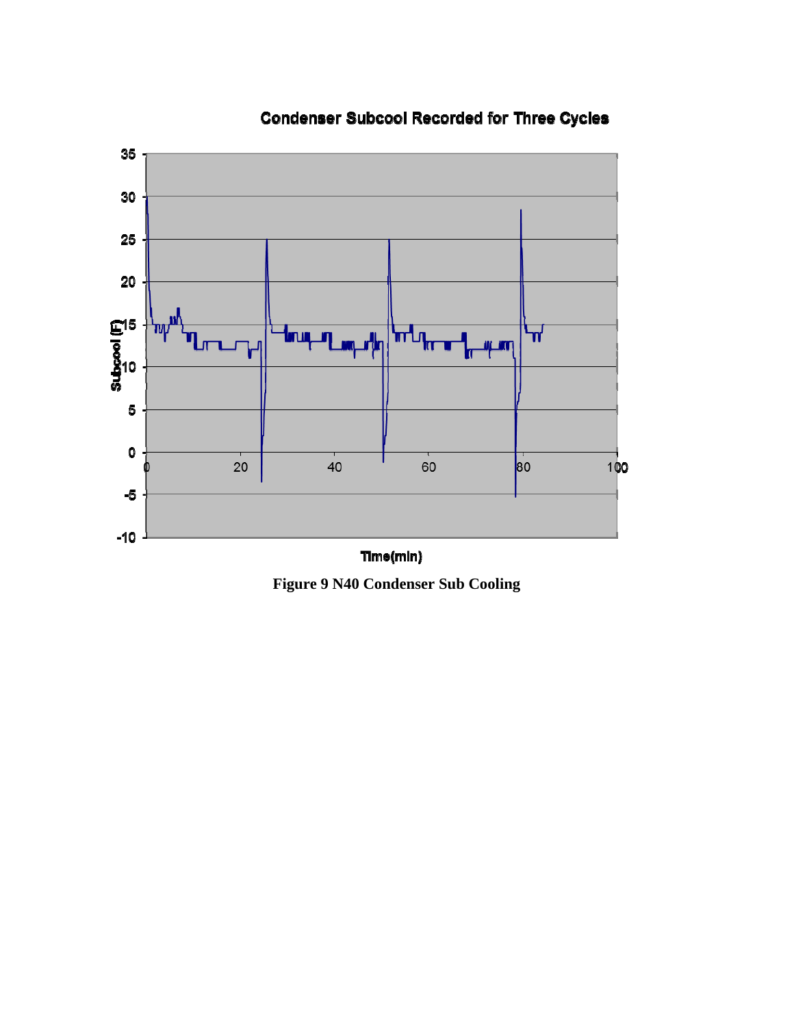**Figure 9 N40 Condenser Sub Cooling**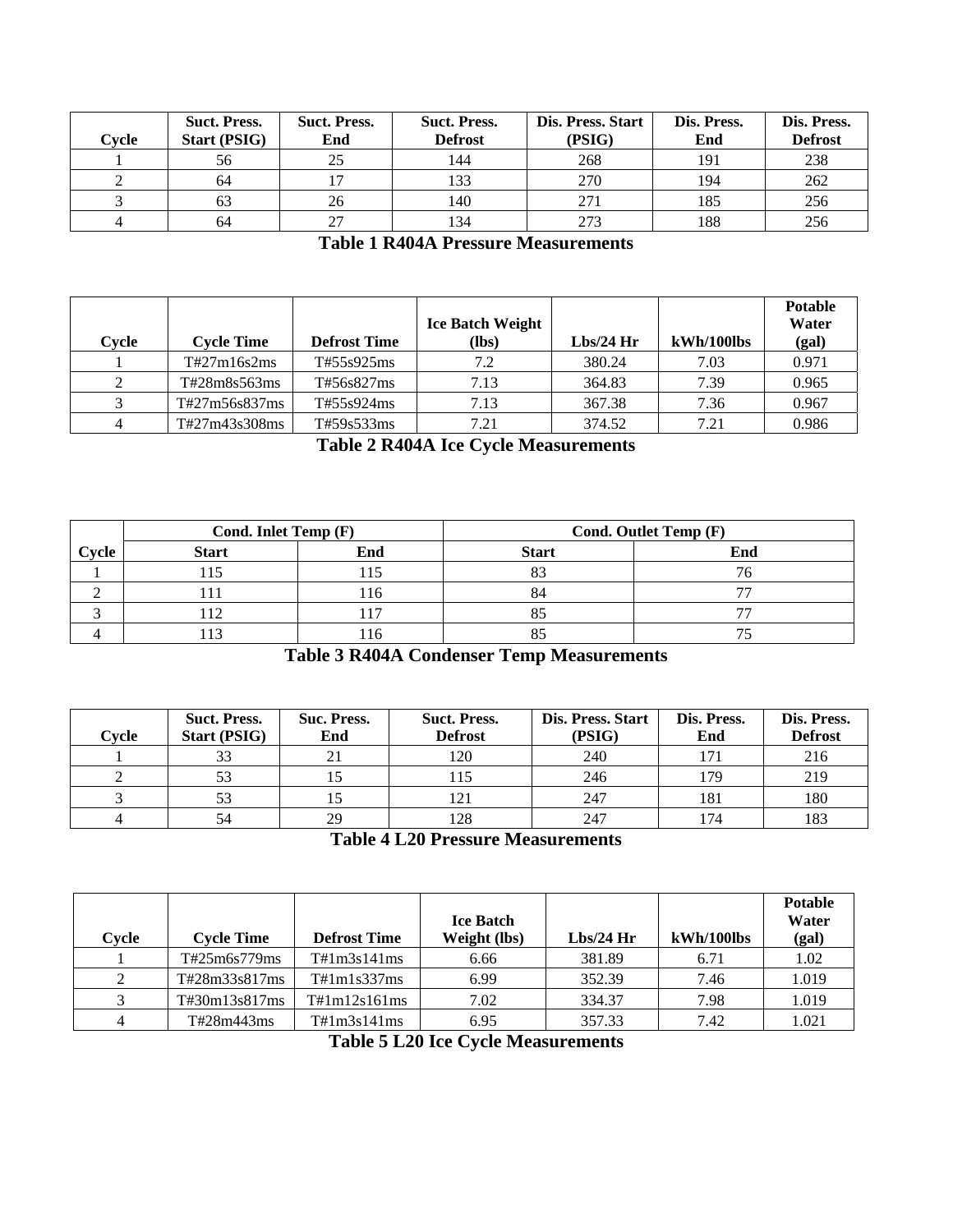| Cycle | Suct. Press. Start (PSIG) | Suct. Press. End | Suct. Press. Defrost | Dis. Press. Start (PSIG) | Dis. Press. End | Dis. Press. Defrost |
|---|---|---|---|---|---|---|
| 1 | 56 | 25 | 144 | 268 | 191 | 238 |
| 2 | 64 | 17 | 133 | 270 | 194 | 262 |
| 3 | 63 | 26 | 140 | 271 | 185 | 256 |
| 4 | 64 | 27 | 134 | 273 | 188 | 256 |

**Table 1 R404A Pressure Measurements**

| Cycle | Cycle Time | Defrost Time | Ice Batch Weight (lbs) | Lbs/24 Hr | kWh/100lbs | Potable Water (gal) |
|---|---|---|---|---|---|---|
| 1 | T#27m16s2ms | T#55s925ms | 7.2 | 380.24 | 7.03 | 0.971 |
| 2 | T#28m8s563ms | T#56s827ms | 7.13 | 364.83 | 7.39 | 0.965 |
| 3 | T#27m56s837ms | T#55s924ms | 7.13 | 367.38 | 7.36 | 0.967 |
| 4 | T#27m43s308ms | T#59s533ms | 7.21 | 374.52 | 7.21 | 0.986 |

**Table 2 R404A Ice Cycle Measurements**

| | Cond. Inlet Temp (F) | | Cond. Outlet Temp (F) | |
|---|---|---|---|---|
| Cycle | Start | End | Start | End |
| 1 | 115 | 115 | 83 | 76 |
| 2 | 111 | 116 | 84 | 77 |
| 3 | 112 | 117 | 85 | 77 |
| 4 | 113 | 116 | 85 | 75 |

**Table 3 R404A Condenser Temp Measurements**

| Cycle | Suct. Press. Start (PSIG) | Suc. Press. End | Suct. Press. Defrost | Dis. Press. Start (PSIG) | Dis. Press. End | Dis. Press. Defrost |
|---|---|---|---|---|---|---|
| 1 | 33 | 21 | 120 | 240 | 171 | 216 |
| 2 | 53 | 15 | 115 | 246 | 179 | 219 |
| 3 | 53 | 15 | 121 | 247 | 181 | 180 |
| 4 | 54 | 29 | 128 | 247 | 174 | 183 |

**Table 4 L20 Pressure Measurements**

| Cycle | Cycle Time | Defrost Time | Ice Batch Weight (lbs) | Lbs/24 Hr | kWh/100lbs | Potable Water (gal) |
|---|---|---|---|---|---|---|
| 1 | T#25m6s779ms | T#1m3s141ms | 6.66 | 381.89 | 6.71 | 1.02 |
| 2 | T#28m33s817ms | T#1m1s337ms | 6.99 | 352.39 | 7.46 | 1.019 |
| 3 | T#30m13s817ms | T#1m12s161ms | 7.02 | 334.37 | 7.98 | 1.019 |
| 4 | T#28m443ms | T#1m3s141ms | 6.95 | 357.33 | 7.42 | 1.021 |

**Table 5 L20 Ice Cycle Measurements**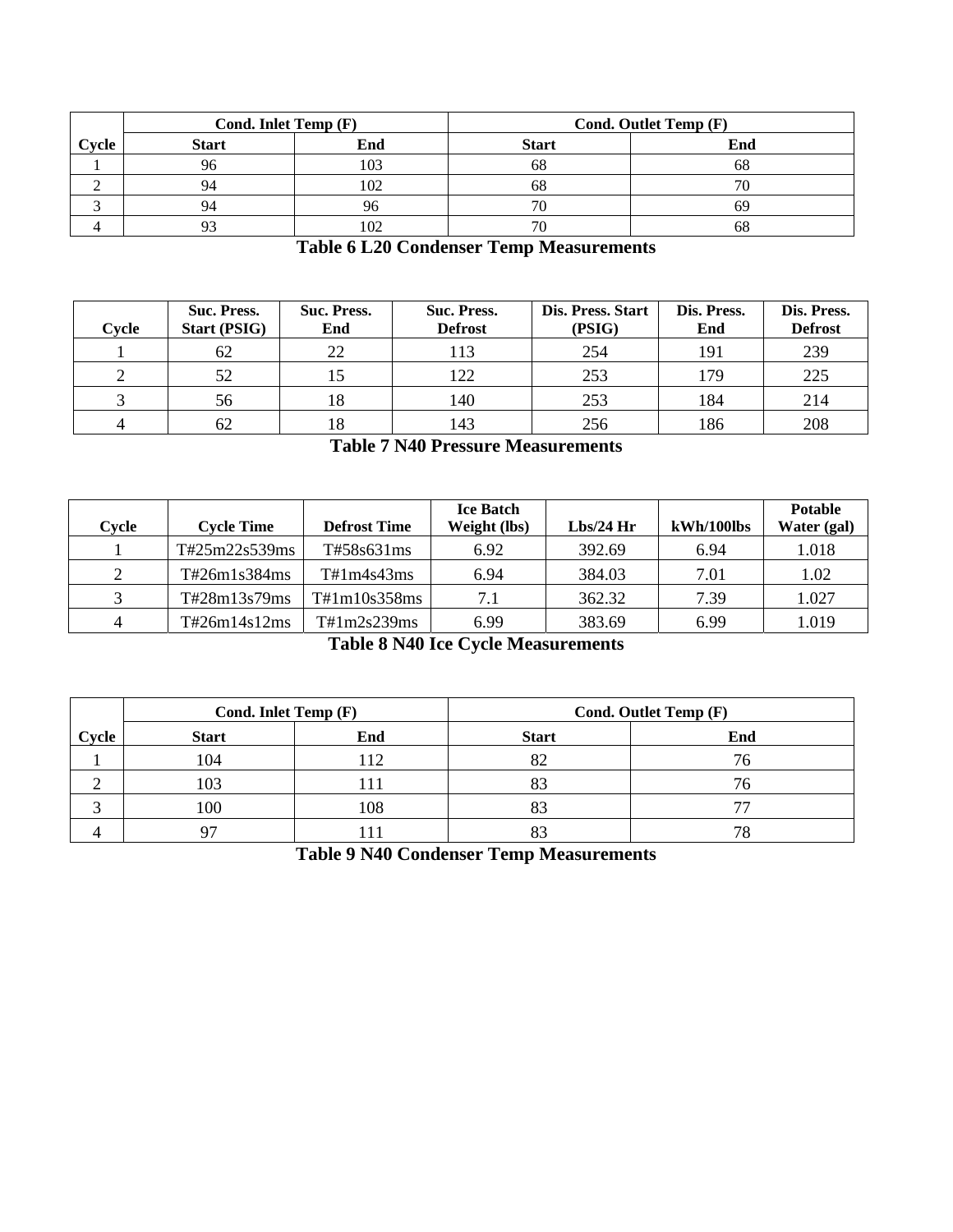| Cycle | Cond. Inlet Temp (F) | | Cond. Outlet Temp (F) | |
|---|---|---|---|---|
| | Start | End | Start | End |
| 1 | 96 | 103 | 68 | 68 |
| 2 | 94 | 102 | 68 | 70 |
| 3 | 94 | 96 | 70 | 69 |
| 4 | 93 | 102 | 70 | 68 |

**Table 6 L20 Condenser Temp Measurements**

| Cycle | Suc. Press. Start (PSIG) | Suc. Press. End | Suc. Press. Defrost | Dis. Press. Start (PSIG) | Dis. Press. End | Dis. Press. Defrost |
|---|---|---|---|---|---|---|
| 1 | 62 | 22 | 113 | 254 | 191 | 239 |
| 2 | 52 | 15 | 122 | 253 | 179 | 225 |
| 3 | 56 | 18 | 140 | 253 | 184 | 214 |
| 4 | 62 | 18 | 143 | 256 | 186 | 208 |

**Table 7 N40 Pressure Measurements**

| Cycle | Cycle Time | Defrost Time | Ice Batch Weight (lbs) | Lbs/24 Hr | kWh/100lbs | Potable Water (gal) |
|---|---|---|---|---|---|---|
| 1 | T#25m22s539ms | T#58s631ms | 6.92 | 392.69 | 6.94 | 1.018 |
| 2 | T#26m1s384ms | T#1m4s43ms | 6.94 | 384.03 | 7.01 | 1.02 |
| 3 | T#28m13s79ms | T#1m10s358ms | 7.1 | 362.32 | 7.39 | 1.027 |
| 4 | T#26m14s12ms | T#1m2s239ms | 6.99 | 383.69 | 6.99 | 1.019 |

**Table 8 N40 Ice Cycle Measurements**

| Cycle | Cond. Inlet Temp (F) | | Cond. Outlet Temp (F) | |
|---|---|---|---|---|
| | Start | End | Start | End |
| 1 | 104 | 112 | 82 | 76 |
| 2 | 103 | 111 | 83 | 76 |
| 3 | 100 | 108 | 83 | 77 |
| 4 | 97 | 111 | 83 | 78 |

**Table 9 N40 Condenser Temp Measurements**